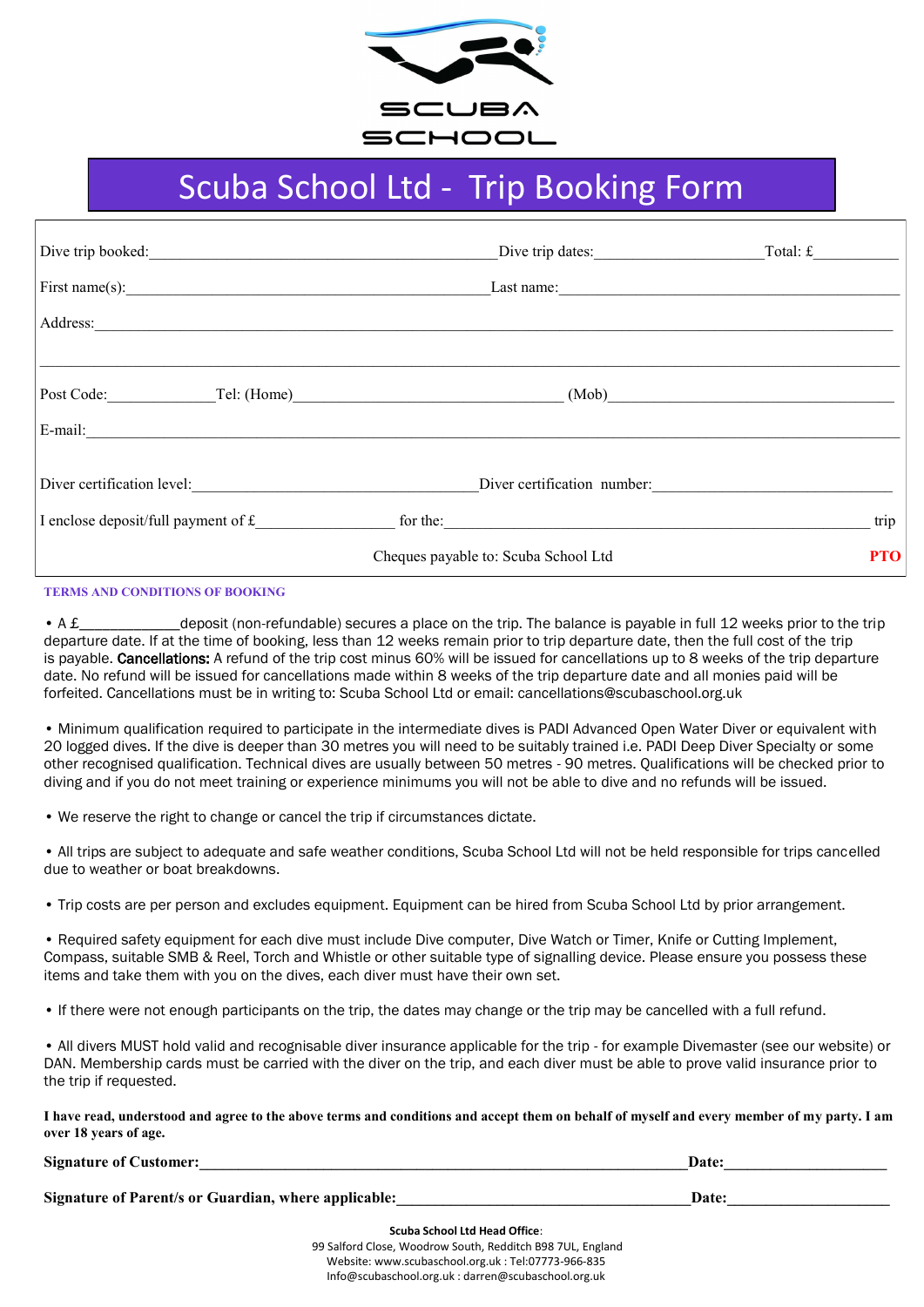SCUBA SCHOOL

# Scuba School Ltd - Trip Booking Form

Dive trip booked:______________________________________________Dive trip dates:______________________Total: £__________

First name(s):_______________________________________________Last name:_______________________________________

Address:_______________________________________________________________________________________________

_______________________________________________________________________________________________________

Post Code:______________Tel: (Home)____________________________________ (Mob)_____________________________

E-mail:_________________________________________________________________________________________________

Diver certification level:______________________________________Diver certification number:______________________________

I enclose deposit/full payment of £_________________ for the:_________________________________________________ trip

Cheques payable to: Scuba School Ltd **PTO**

**TERMS AND CONDITIONS OF BOOKING**

• A £_____________deposit (non-refundable) secures a place on the trip. The balance is payable in full 12 weeks prior to the trip departure date. If at the time of booking, less than 12 weeks remain prior to trip departure date, then the full cost of the trip is payable. **Cancellations:** A refund of the trip cost minus 60% will be issued for cancellations up to 8 weeks of the trip departure date. No refund will be issued for cancellations made within 8 weeks of the trip departure date and all monies paid will be forfeited. Cancellations must be in writing to: Scuba School Ltd or email: cancellations@scubaschool.org.uk

• Minimum qualification required to participate in the intermediate dives is PADI Advanced Open Water Diver or equivalent with 20 logged dives. If the dive is deeper than 30 metres you will need to be suitably trained i.e. PADI Deep Diver Specialty or some other recognised qualification. Technical dives are usually between 50 metres - 90 metres. Qualifications will be checked prior to diving and if you do not meet training or experience minimums you will not be able to dive and no refunds will be issued.

• We reserve the right to change or cancel the trip if circumstances dictate.

• All trips are subject to adequate and safe weather conditions, Scuba School Ltd will not be held responsible for trips cancelled due to weather or boat breakdowns.

• Trip costs are per person and excludes equipment. Equipment can be hired from Scuba School Ltd by prior arrangement.

• Required safety equipment for each dive must include Dive computer, Dive Watch or Timer, Knife or Cutting Implement, Compass, suitable SMB & Reel, Torch and Whistle or other suitable type of signalling device. Please ensure you possess these items and take them with you on the dives, each diver must have their own set.

• If there were not enough participants on the trip, the dates may change or the trip may be cancelled with a full refund.

• All divers MUST hold valid and recognisable diver insurance applicable for the trip - for example Divemaster (see our website) or DAN. Membership cards must be carried with the diver on the trip, and each diver must be able to prove valid insurance prior to the trip if requested.

**I have read, understood and agree to the above terms and conditions and accept them on behalf of myself and every member of my party. I am over 18 years of age.**

**Signature of Customer:**_______________________________________________________**Date:**____________________

**Signature of Parent/s or Guardian, where applicable:**____________________________________**Date:**____________________

**Scuba School Ltd Head Office**:
99 Salford Close, Woodrow South, Redditch B98 7UL, England
Website: www.scubaschool.org.uk : Tel:07773-966-835
Info@scubaschool.org.uk : darren@scubaschool.org.uk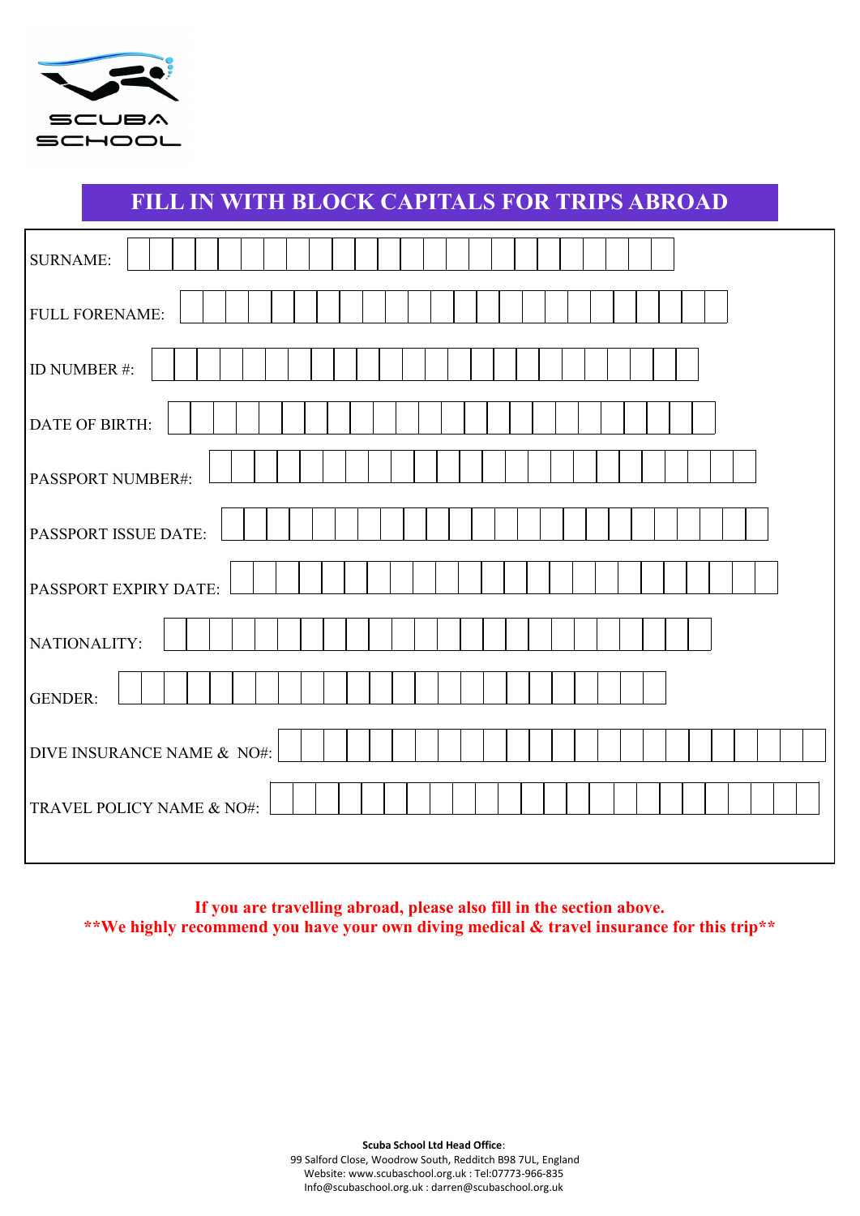SCUBA SCHOOL

## FILL IN WITH BLOCK CAPITALS FOR TRIPS ABROAD

SURNAME:

FULL FORENAME:

ID NUMBER #:

DATE OF BIRTH:

PASSPORT NUMBER#:

PASSPORT ISSUE DATE:

PASSPORT EXPIRY DATE:

NATIONALITY:

GENDER:

DIVE INSURANCE NAME & NO#:

TRAVEL POLICY NAME & NO#:

**If you are travelling abroad, please also fill in the section above.**
**\*\*We highly recommend you have your own diving medical & travel insurance for this trip\*\***

**Scuba School Ltd Head Office**:
99 Salford Close, Woodrow South, Redditch B98 7UL, England
Website: www.scubaschool.org.uk : Tel:07773-966-835
Info@scubaschool.org.uk : darren@scubaschool.org.uk